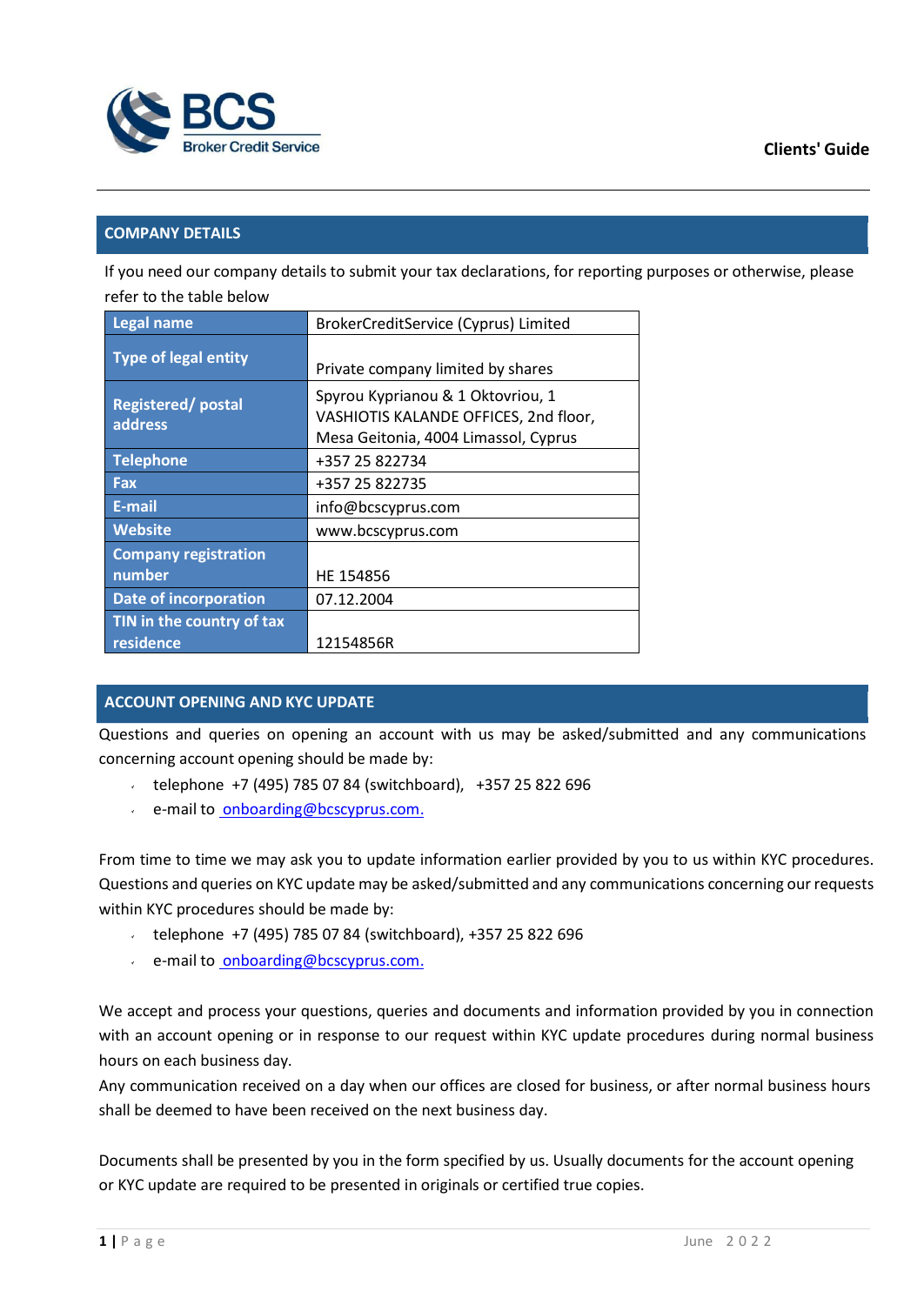Clients' Guide

## COMPANY DETAILS

If you need our company details to submit your tax declarations, for reporting purposes or otherwise, please refer to the table below

| | |
|---|---|
| **Legal name** | BrokerCreditService (Cyprus) Limited |
| **Type of legal entity** | Private company limited by shares |
| **Registered/ postal address** | Spyrou Kyprianou & 1 Oktovriou, 1 VASHIOTIS KALANDE OFFICES, 2nd floor, Mesa Geitonia, 4004 Limassol, Cyprus |
| **Telephone** | +357 25 822734 |
| **Fax** | +357 25 822735 |
| **E-mail** | info@bcscyprus.com |
| **Website** | www.bcscyprus.com |
| **Company registration number** | HE 154856 |
| **Date of incorporation** | 07.12.2004 |
| **TIN in the country of tax residence** | 12154856R |

## ACCOUNT OPENING AND KYC UPDATE

Questions and queries on opening an account with us may be asked/submitted and any communications concerning account opening should be made by:

- telephone +7 (495) 785 07 84 (switchboard), +357 25 822 696
- e-mail to onboarding@bcscyprus.com.

From time to time we may ask you to update information earlier provided by you to us within KYC procedures. Questions and queries on KYC update may be asked/submitted and any communications concerning our requests within KYC procedures should be made by:

- telephone +7 (495) 785 07 84 (switchboard), +357 25 822 696
- e-mail to onboarding@bcscyprus.com.

We accept and process your questions, queries and documents and information provided by you in connection with an account opening or in response to our request within KYC update procedures during normal business hours on each business day.

Any communication received on a day when our offices are closed for business, or after normal business hours shall be deemed to have been received on the next business day.

Documents shall be presented by you in the form specified by us. Usually documents for the account opening or KYC update are required to be presented in originals or certified true copies.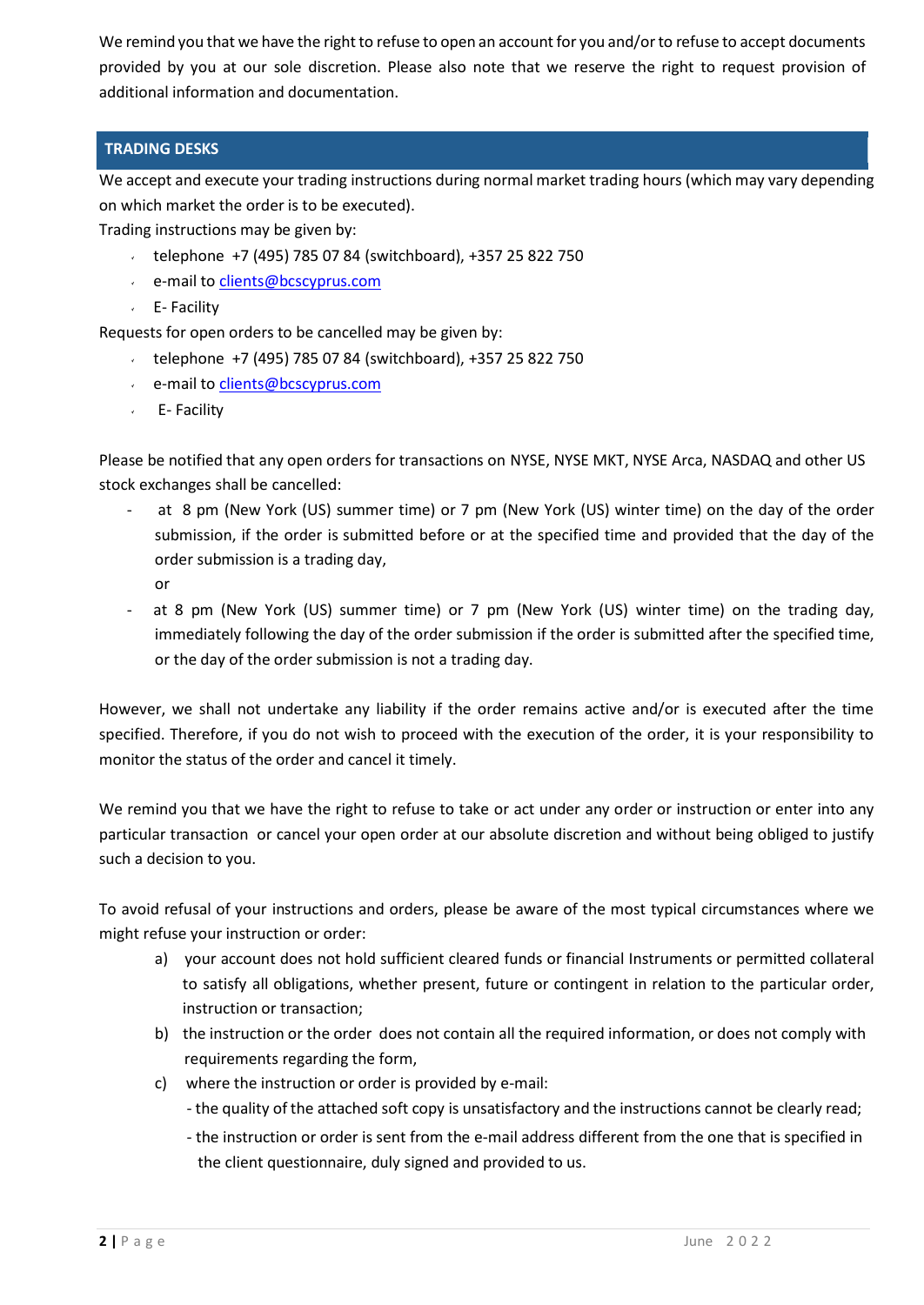We remind you that we have the right to refuse to open an account for you and/or to refuse to accept documents provided by you at our sole discretion. Please also note that we reserve the right to request provision of additional information and documentation.

## TRADING DESKS

We accept and execute your trading instructions during normal market trading hours (which may vary depending on which market the order is to be executed).

Trading instructions may be given by:

- telephone +7 (495) 785 07 84 (switchboard), +357 25 822 750
- e-mail to clients@bcscyprus.com
- E- Facility

Requests for open orders to be cancelled may be given by:

- telephone +7 (495) 785 07 84 (switchboard), +357 25 822 750
- e-mail to clients@bcscyprus.com
- E- Facility

Please be notified that any open orders for transactions on NYSE, NYSE MKT, NYSE Arca, NASDAQ and other US stock exchanges shall be cancelled:

- at 8 pm (New York (US) summer time) or 7 pm (New York (US) winter time) on the day of the order submission, if the order is submitted before or at the specified time and provided that the day of the order submission is a trading day,

  or

- at 8 pm (New York (US) summer time) or 7 pm (New York (US) winter time) on the trading day, immediately following the day of the order submission if the order is submitted after the specified time, or the day of the order submission is not a trading day.

However, we shall not undertake any liability if the order remains active and/or is executed after the time specified. Therefore, if you do not wish to proceed with the execution of the order, it is your responsibility to monitor the status of the order and cancel it timely.

We remind you that we have the right to refuse to take or act under any order or instruction or enter into any particular transaction or cancel your open order at our absolute discretion and without being obliged to justify such a decision to you.

To avoid refusal of your instructions and orders, please be aware of the most typical circumstances where we might refuse your instruction or order:

a) your account does not hold sufficient cleared funds or financial Instruments or permitted collateral to satisfy all obligations, whether present, future or contingent in relation to the particular order, instruction or transaction;

b) the instruction or the order does not contain all the required information, or does not comply with requirements regarding the form,

c) where the instruction or order is provided by e-mail:
   - the quality of the attached soft copy is unsatisfactory and the instructions cannot be clearly read;
   - the instruction or order is sent from the e-mail address different from the one that is specified in the client questionnaire, duly signed and provided to us.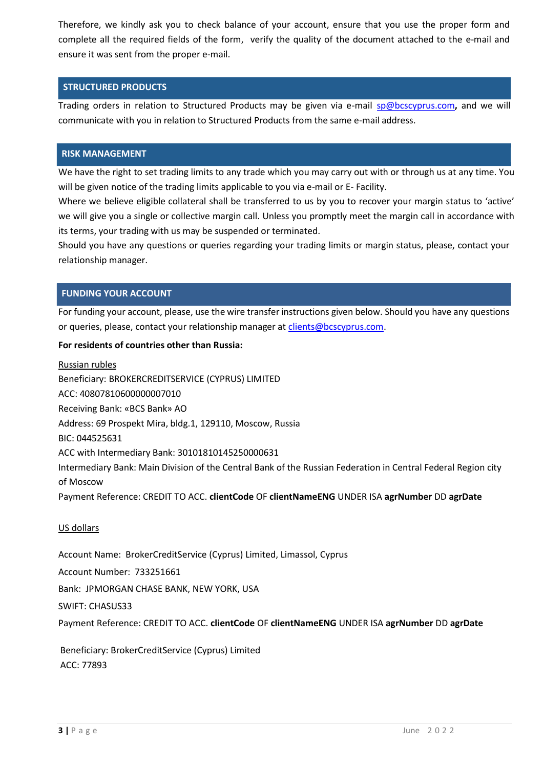Therefore, we kindly ask you to check balance of your account, ensure that you use the proper form and complete all the required fields of the form, verify the quality of the document attached to the e-mail and ensure it was sent from the proper e-mail.

## STRUCTURED PRODUCTS

Trading orders in relation to Structured Products may be given via e-mail sp@bcscyprus.com**,** and we will communicate with you in relation to Structured Products from the same e-mail address.

## RISK MANAGEMENT

We have the right to set trading limits to any trade which you may carry out with or through us at any time. You will be given notice of the trading limits applicable to you via e-mail or E- Facility.

Where we believe eligible collateral shall be transferred to us by you to recover your margin status to 'active' we will give you a single or collective margin call. Unless you promptly meet the margin call in accordance with its terms, your trading with us may be suspended or terminated.

Should you have any questions or queries regarding your trading limits or margin status, please, contact your relationship manager.

## FUNDING YOUR ACCOUNT

For funding your account, please, use the wire transfer instructions given below. Should you have any questions or queries, please, contact your relationship manager at clients@bcscyprus.com.

**For residents of countries other than Russia:**

Russian rubles

Beneficiary: BROKERCREDITSERVICE (CYPRUS) LIMITED
ACC: 40807810600000007010
Receiving Bank: «BCS Bank» AO
Address: 69 Prospekt Mira, bldg.1, 129110, Moscow, Russia
BIC: 044525631
ACC with Intermediary Bank: 30101810145250000631
Intermediary Bank: Main Division of the Central Bank of the Russian Federation in Central Federal Region city of Moscow
Payment Reference: CREDIT TO ACC. **clientCode** OF **clientNameENG** UNDER ISA **agrNumber** DD **agrDate**

US dollars

Account Name: BrokerCreditService (Cyprus) Limited, Limassol, Cyprus

Account Number: 733251661

Bank: JPMORGAN CHASE BANK, NEW YORK, USA

SWIFT: CHASUS33

Payment Reference: CREDIT TO ACC. **clientCode** OF **clientNameENG** UNDER ISA **agrNumber** DD **agrDate**

Beneficiary: BrokerCreditService (Cyprus) Limited
ACC: 77893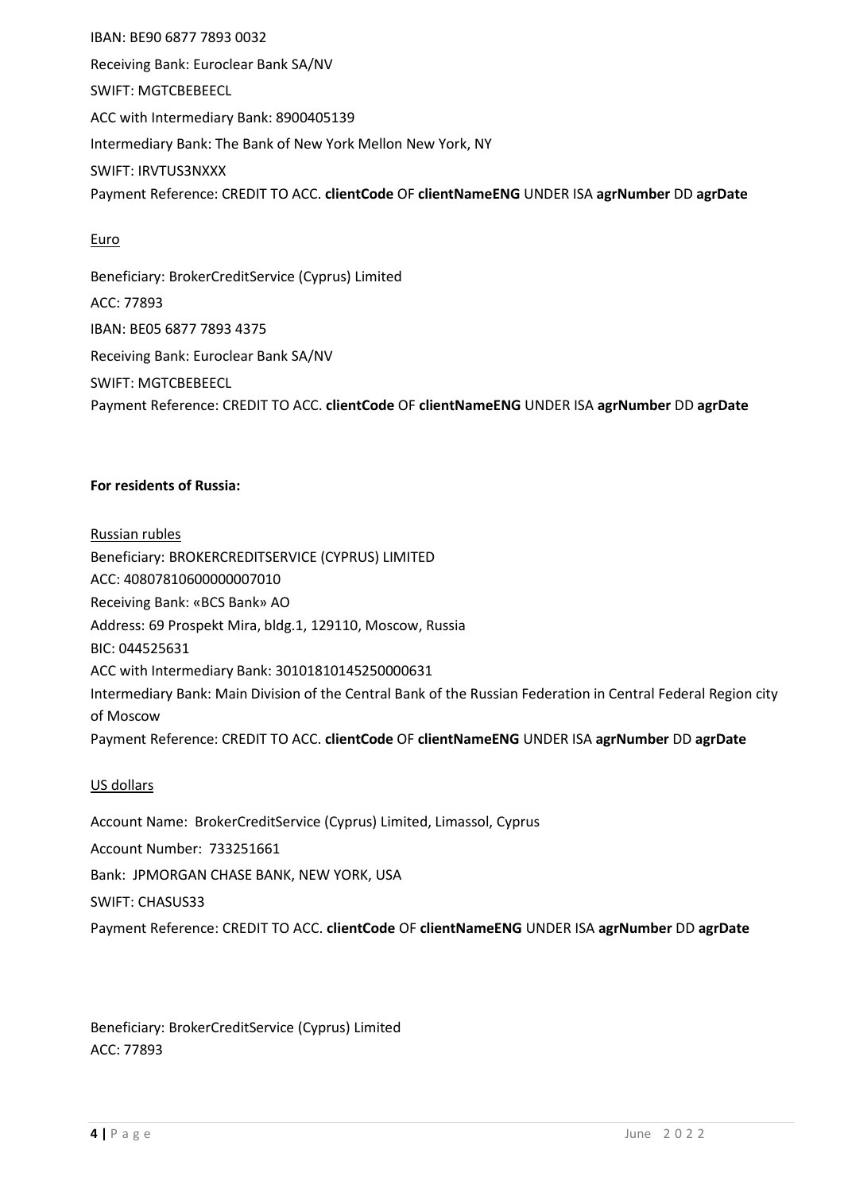IBAN: BE90 6877 7893 0032

Receiving Bank: Euroclear Bank SA/NV

SWIFT: MGTCBEBEECL

ACC with Intermediary Bank: 8900405139

Intermediary Bank: The Bank of New York Mellon New York, NY

SWIFT: IRVTUS3NXXX

Payment Reference: CREDIT TO ACC. **clientCode** OF **clientNameENG** UNDER ISA **agrNumber** DD **agrDate**

Euro

Beneficiary: BrokerCreditService (Cyprus) Limited

ACC: 77893

IBAN: BE05 6877 7893 4375

Receiving Bank: Euroclear Bank SA/NV

SWIFT: MGTCBEBEECL

Payment Reference: CREDIT TO ACC. **clientCode** OF **clientNameENG** UNDER ISA **agrNumber** DD **agrDate**

**For residents of Russia:**

Russian rubles

Beneficiary: BROKERCREDITSERVICE (CYPRUS) LIMITED
ACC: 40807810600000007010
Receiving Bank: «BCS Bank» AO
Address: 69 Prospekt Mira, bldg.1, 129110, Moscow, Russia
BIC: 044525631
ACC with Intermediary Bank: 30101810145250000631
Intermediary Bank: Main Division of the Central Bank of the Russian Federation in Central Federal Region city of Moscow
Payment Reference: CREDIT TO ACC. **clientCode** OF **clientNameENG** UNDER ISA **agrNumber** DD **agrDate**

US dollars

Account Name: BrokerCreditService (Cyprus) Limited, Limassol, Cyprus

Account Number: 733251661

Bank: JPMORGAN CHASE BANK, NEW YORK, USA

SWIFT: CHASUS33

Payment Reference: CREDIT TO ACC. **clientCode** OF **clientNameENG** UNDER ISA **agrNumber** DD **agrDate**

Beneficiary: BrokerCreditService (Cyprus) Limited
ACC: 77893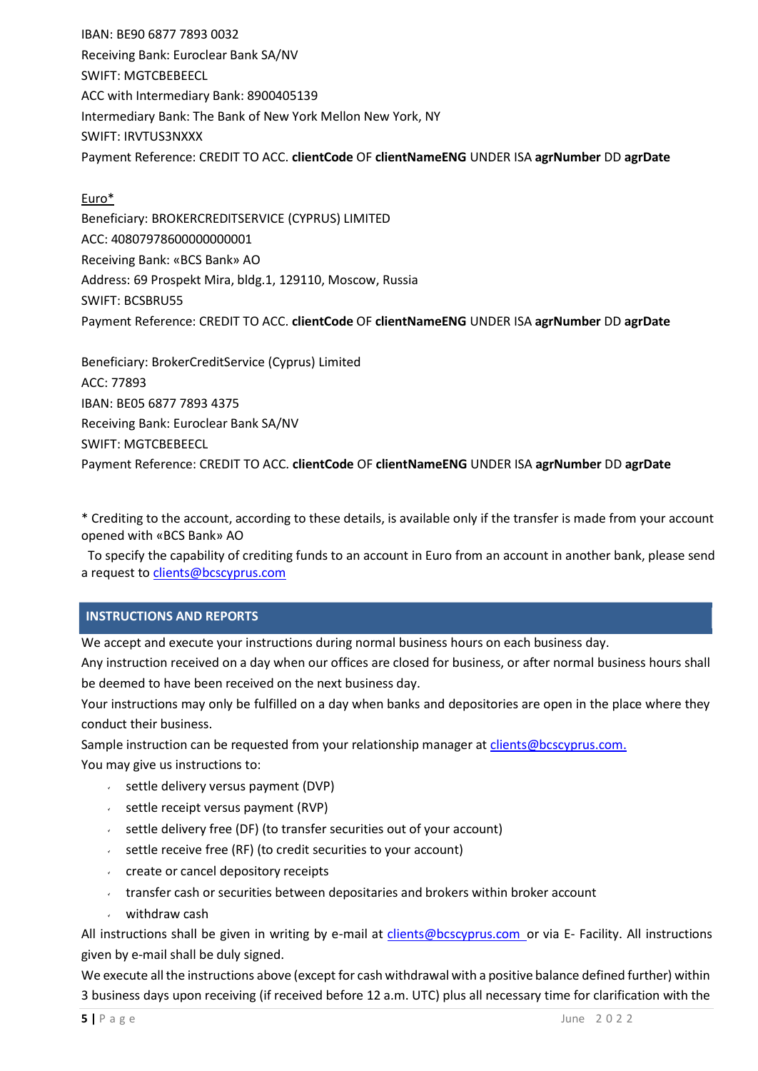IBAN: BE90 6877 7893 0032
Receiving Bank: Euroclear Bank SA/NV
SWIFT: MGTCBEBEECL
ACC with Intermediary Bank: 8900405139
Intermediary Bank: The Bank of New York Mellon New York, NY
SWIFT: IRVTUS3NXXX
Payment Reference: CREDIT TO ACC. **clientCode** OF **clientNameENG** UNDER ISA **agrNumber** DD **agrDate**

Euro*
Beneficiary: BROKERCREDITSERVICE (CYPRUS) LIMITED
ACC: 40807978600000000001
Receiving Bank: «BCS Bank» AO
Address: 69 Prospekt Mira, bldg.1, 129110, Moscow, Russia
SWIFT: BCSBRU55
Payment Reference: CREDIT TO ACC. **clientCode** OF **clientNameENG** UNDER ISA **agrNumber** DD **agrDate**

Beneficiary: BrokerCreditService (Cyprus) Limited
ACC: 77893
IBAN: BE05 6877 7893 4375
Receiving Bank: Euroclear Bank SA/NV
SWIFT: MGTCBEBEECL
Payment Reference: CREDIT TO ACC. **clientCode** OF **clientNameENG** UNDER ISA **agrNumber** DD **agrDate**

* Crediting to the account, according to these details, is available only if the transfer is made from your account opened with «BCS Bank» AO

To specify the capability of crediting funds to an account in Euro from an account in another bank, please send a request to clients@bcscyprus.com

## INSTRUCTIONS AND REPORTS

We accept and execute your instructions during normal business hours on each business day.

Any instruction received on a day when our offices are closed for business, or after normal business hours shall be deemed to have been received on the next business day.

Your instructions may only be fulfilled on a day when banks and depositories are open in the place where they conduct their business.

Sample instruction can be requested from your relationship manager at clients@bcscyprus.com.

You may give us instructions to:

- settle delivery versus payment (DVP)
- settle receipt versus payment (RVP)
- settle delivery free (DF) (to transfer securities out of your account)
- settle receive free (RF) (to credit securities to your account)
- create or cancel depository receipts
- transfer cash or securities between depositaries and brokers within broker account
- withdraw cash

All instructions shall be given in writing by e-mail at clients@bcscyprus.com or via E- Facility. All instructions given by e-mail shall be duly signed.

We execute all the instructions above (except for cash withdrawal with a positive balance defined further) within 3 business days upon receiving (if received before 12 a.m. UTC) plus all necessary time for clarification with the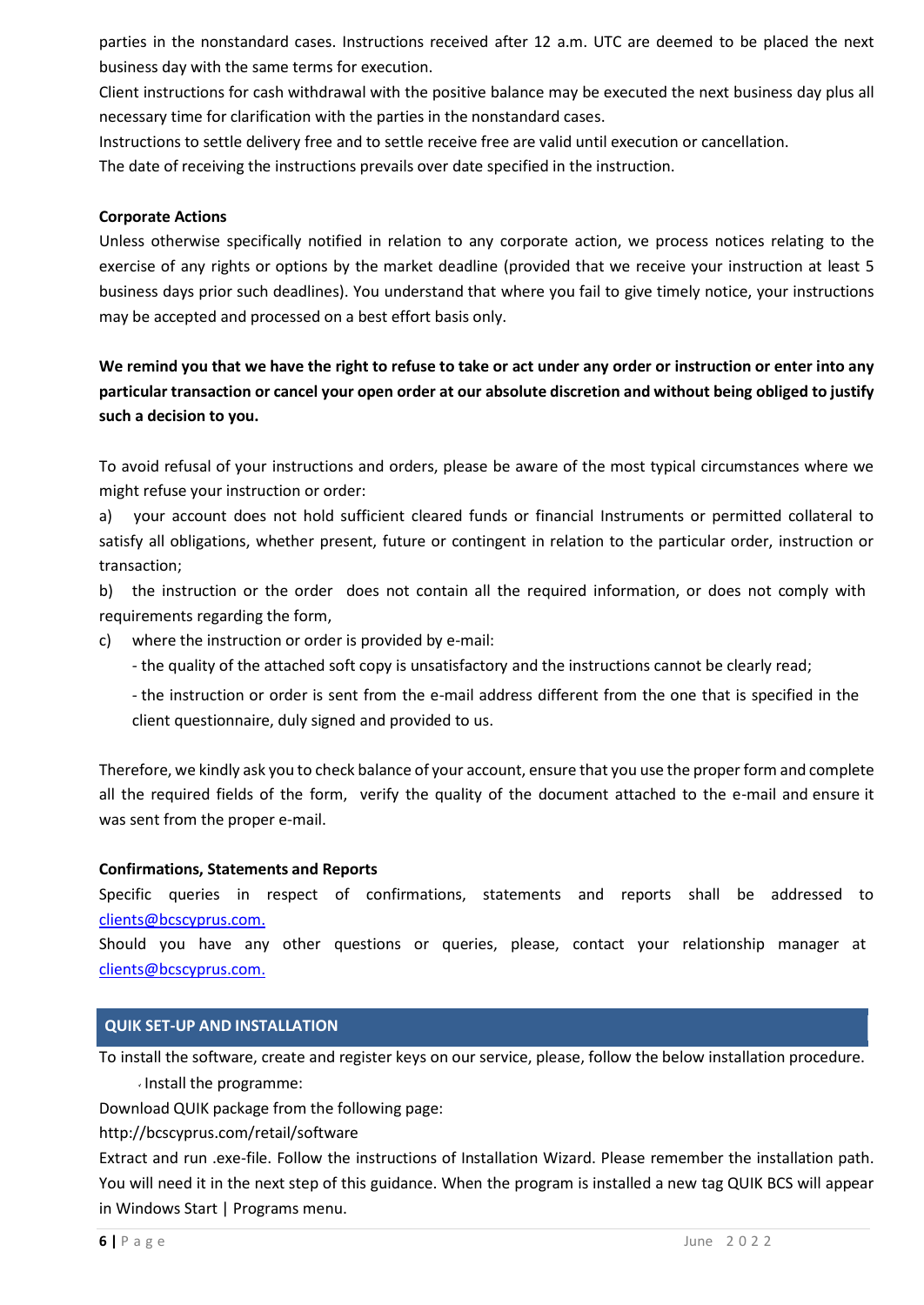parties in the nonstandard cases. Instructions received after 12 a.m. UTC are deemed to be placed the next business day with the same terms for execution.

Client instructions for cash withdrawal with the positive balance may be executed the next business day plus all necessary time for clarification with the parties in the nonstandard cases.

Instructions to settle delivery free and to settle receive free are valid until execution or cancellation.

The date of receiving the instructions prevails over date specified in the instruction.

**Corporate Actions**

Unless otherwise specifically notified in relation to any corporate action, we process notices relating to the exercise of any rights or options by the market deadline (provided that we receive your instruction at least 5 business days prior such deadlines). You understand that where you fail to give timely notice, your instructions may be accepted and processed on a best effort basis only.

**We remind you that we have the right to refuse to take or act under any order or instruction or enter into any particular transaction or cancel your open order at our absolute discretion and without being obliged to justify such a decision to you.**

To avoid refusal of your instructions and orders, please be aware of the most typical circumstances where we might refuse your instruction or order:

a) your account does not hold sufficient cleared funds or financial Instruments or permitted collateral to satisfy all obligations, whether present, future or contingent in relation to the particular order, instruction or transaction;

b) the instruction or the order does not contain all the required information, or does not comply with requirements regarding the form,

c) where the instruction or order is provided by e-mail:
   - the quality of the attached soft copy is unsatisfactory and the instructions cannot be clearly read;
   - the instruction or order is sent from the e-mail address different from the one that is specified in the client questionnaire, duly signed and provided to us.

Therefore, we kindly ask you to check balance of your account, ensure that you use the proper form and complete all the required fields of the form, verify the quality of the document attached to the e-mail and ensure it was sent from the proper e-mail.

**Confirmations, Statements and Reports**

Specific queries in respect of confirmations, statements and reports shall be addressed to clients@bcscyprus.com.

Should you have any other questions or queries, please, contact your relationship manager at clients@bcscyprus.com.

## QUIK SET-UP AND INSTALLATION

To install the software, create and register keys on our service, please, follow the below installation procedure.

- Install the programme:

Download QUIK package from the following page:

http://bcscyprus.com/retail/software

Extract and run .exe-file. Follow the instructions of Installation Wizard. Please remember the installation path. You will need it in the next step of this guidance. When the program is installed a new tag QUIK BCS will appear in Windows Start | Programs menu.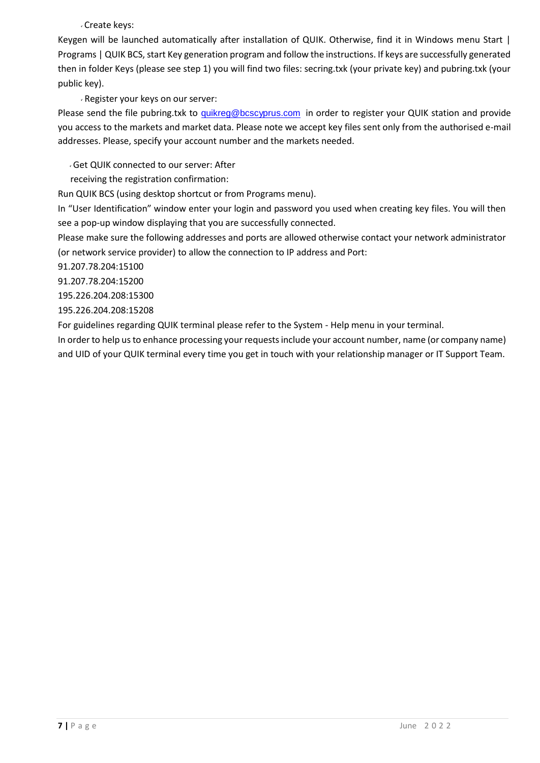- Create keys:

Keygen will be launched automatically after installation of QUIK. Otherwise, find it in Windows menu Start | Programs | QUIK BCS, start Key generation program and follow the instructions. If keys are successfully generated then in folder Keys (please see step 1) you will find two files: secring.txk (your private key) and pubring.txk (your public key).

- Register your keys on our server:

Please send the file pubring.txk to quikreg@bcscyprus.com in order to register your QUIK station and provide you access to the markets and market data. Please note we accept key files sent only from the authorised e-mail addresses. Please, specify your account number and the markets needed.

- Get QUIK connected to our server: After receiving the registration confirmation:

Run QUIK BCS (using desktop shortcut or from Programs menu).

In "User Identification" window enter your login and password you used when creating key files. You will then see a pop-up window displaying that you are successfully connected.

Please make sure the following addresses and ports are allowed otherwise contact your network administrator (or network service provider) to allow the connection to IP address and Port:

91.207.78.204:15100

91.207.78.204:15200

195.226.204.208:15300

195.226.204.208:15208

For guidelines regarding QUIK terminal please refer to the System - Help menu in your terminal.

In order to help us to enhance processing your requests include your account number, name (or company name) and UID of your QUIK terminal every time you get in touch with your relationship manager or IT Support Team.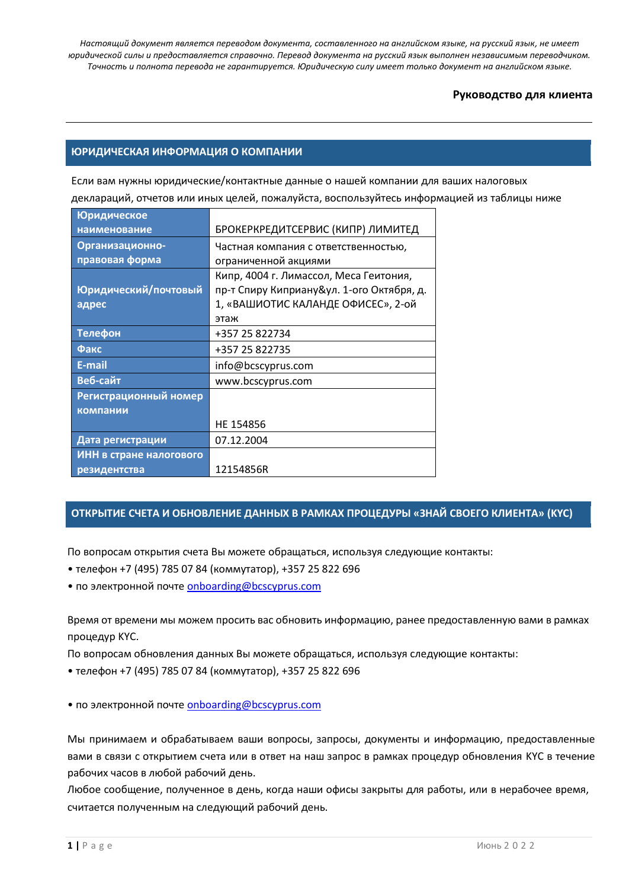*Настоящий документ является переводом документа, составленного на английском языке, на русский язык, не имеет юридической силы и предоставляется справочно. Перевод документа на русский язык выполнен независимым переводчиком. Точность и полнота перевода не гарантируется. Юридическую силу имеет только документ на английском языке.*

**Руководство для клиента**

## ЮРИДИЧЕСКАЯ ИНФОРМАЦИЯ О КОМПАНИИ

Если вам нужны юридические/контактные данные о нашей компании для ваших налоговых деклараций, отчетов или иных целей, пожалуйста, воспользуйтесь информацией из таблицы ниже

| | |
|---|---|
| **Юридическое наименование** | БРОКЕРКРЕДИТСЕРВИС (КИПР) ЛИМИТЕД |
| **Организационно-правовая форма** | Частная компания с ответственностью, ограниченной акциями |
| **Юридический/почтовый адрес** | Кипр, 4004 г. Лимассол, Меса Гейтония, пр-т Спиру Киприану&ул. 1-ого Октября, д. 1, «ВАШИОТИС КАЛАНДЕ ОФИСЕС», 2-ой этаж |
| **Телефон** | +357 25 822734 |
| **Факс** | +357 25 822735 |
| **E-mail** | info@bcscyprus.com |
| **Веб-сайт** | www.bcscyprus.com |
| **Регистрационный номер компании** | HE 154856 |
| **Дата регистрации** | 07.12.2004 |
| **ИНН в стране налогового резидентства** | 12154856R |

## ОТКРЫТИЕ СЧЕТА И ОБНОВЛЕНИЕ ДАННЫХ В РАМКАХ ПРОЦЕДУРЫ «ЗНАЙ СВОЕГО КЛИЕНТА» (KYC)

По вопросам открытия счета Вы можете обращаться, используя следующие контакты:

• телефон +7 (495) 785 07 84 (коммутатор), +357 25 822 696

• по электронной почте onboarding@bcscyprus.com

Время от времени мы можем просить вас обновить информацию, ранее предоставленную вами в рамках процедур KYC.

По вопросам обновления данных Вы можете обращаться, используя следующие контакты:

• телефон +7 (495) 785 07 84 (коммутатор), +357 25 822 696

• по электронной почте onboarding@bcscyprus.com

Мы принимаем и обрабатываем ваши вопросы, запросы, документы и информацию, предоставленные вами в связи с открытием счета или в ответ на наш запрос в рамках процедур обновления KYC в течение рабочих часов в любой рабочий день.

Любое сообщение, полученное в день, когда наши офисы закрыты для работы, или в нерабочее время, считается полученным на следующий рабочий день.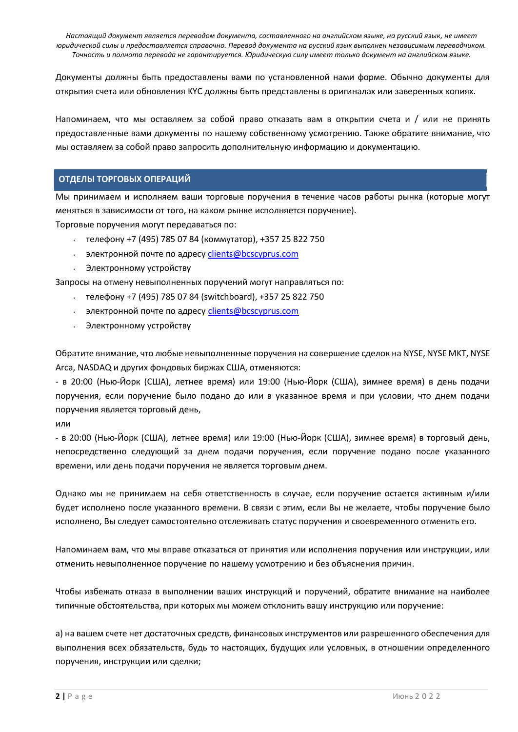*Настоящий документ является переводом документа, составленного на английском языке, на русский язык, не имеет юридической силы и предоставляется справочно. Перевод документа на русский язык выполнен независимым переводчиком. Точность и полнота перевода не гарантируется. Юридическую силу имеет только документ на английском языке.*

Документы должны быть предоставлены вами по установленной нами форме. Обычно документы для открытия счета или обновления KYC должны быть представлены в оригиналах или заверенных копиях.

Напоминаем, что мы оставляем за собой право отказать вам в открытии счета и / или не принять предоставленные вами документы по нашему собственному усмотрению. Также обратите внимание, что мы оставляем за собой право запросить дополнительную информацию и документацию.

## ОТДЕЛЫ ТОРГОВЫХ ОПЕРАЦИЙ

Мы принимаем и исполняем ваши торговые поручения в течение часов работы рынка (которые могут меняться в зависимости от того, на каком рынке исполняется поручение).

Торговые поручения могут передаваться по:

- телефону +7 (495) 785 07 84 (коммутатор), +357 25 822 750
- электронной почте по адресу clients@bcscyprus.com
- Электронному устройству

Запросы на отмену невыполненных поручений могут направляться по:

- телефону +7 (495) 785 07 84 (switchboard), +357 25 822 750
- электронной почте по адресу clients@bcscyprus.com
- Электронному устройству

Обратите внимание, что любые невыполненные поручения на совершение сделок на NYSE, NYSE MKT, NYSE Arca, NASDAQ и других фондовых биржах США, отменяются:

- в 20:00 (Нью-Йорк (США), летнее время) или 19:00 (Нью-Йорк (США), зимнее время) в день подачи поручения, если поручение было подано до или в указанное время и при условии, что днем подачи поручения является торговый день,

или

- в 20:00 (Нью-Йорк (США), летнее время) или 19:00 (Нью-Йорк (США), зимнее время) в торговый день, непосредственно следующий за днем подачи поручения, если поручение подано после указанного времени, или день подачи поручения не является торговым днем.

Однако мы не принимаем на себя ответственность в случае, если поручение остается активным и/или будет исполнено после указанного времени. В связи с этим, если Вы не желаете, чтобы поручение было исполнено, Вы следует самостоятельно отслеживать статус поручения и своевременного отменить его.

Напоминаем вам, что мы вправе отказаться от принятия или исполнения поручения или инструкции, или отменить невыполненное поручение по нашему усмотрению и без объяснения причин.

Чтобы избежать отказа в выполнении ваших инструкций и поручений, обратите внимание на наиболее типичные обстоятельства, при которых мы можем отклонить вашу инструкцию или поручение:

а) на вашем счете нет достаточных средств, финансовых инструментов или разрешенного обеспечения для выполнения всех обязательств, будь то настоящих, будущих или условных, в отношении определенного поручения, инструкции или сделки;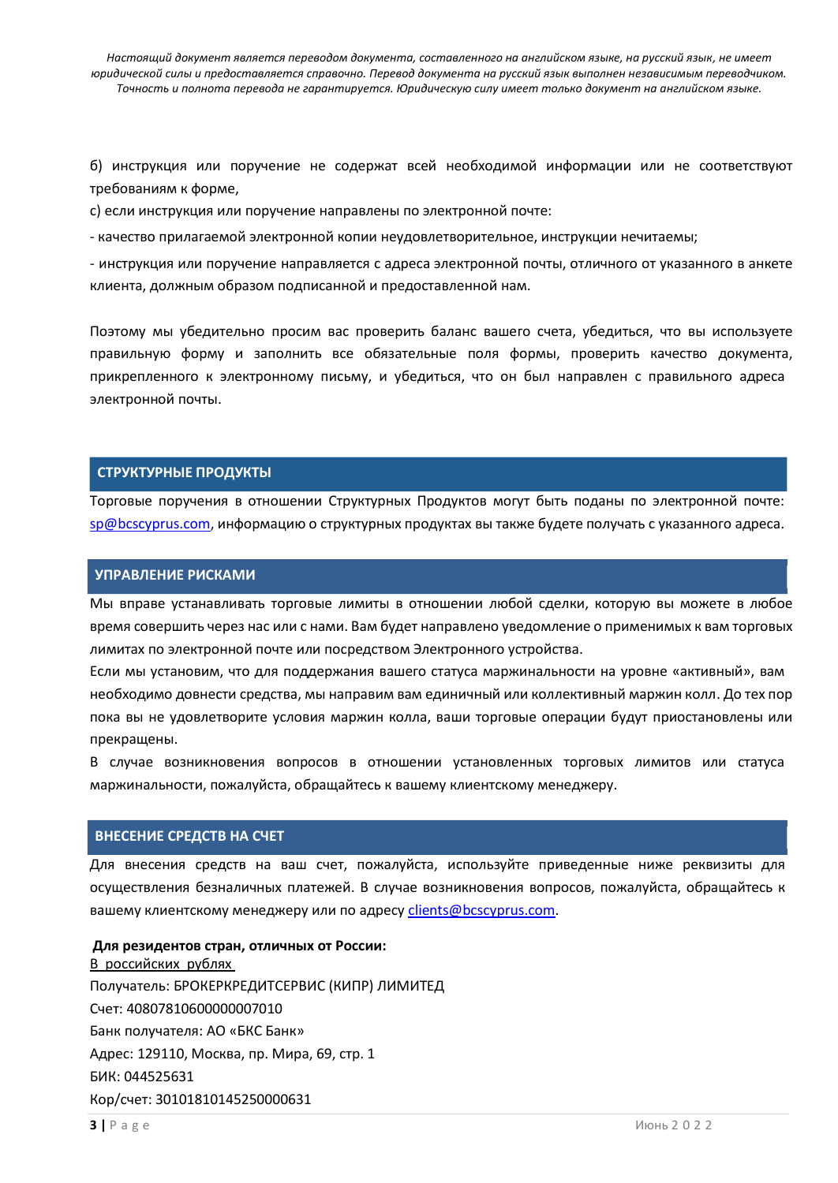б) инструкция или поручение не содержат всей необходимой информации или не соответствуют требованиям к форме,

с) если инструкция или поручение направлены по электронной почте:

- качество прилагаемой электронной копии неудовлетворительное, инструкции нечитаемы;

- инструкция или поручение направляется с адреса электронной почты, отличного от указанного в анкете клиента, должным образом подписанной и предоставленной нам.

Поэтому мы убедительно просим вас проверить баланс вашего счета, убедиться, что вы используете правильную форму и заполнить все обязательные поля формы, проверить качество документа, прикрепленного к электронному письму, и убедиться, что он был направлен с правильного адреса электронной почты.

## СТРУКТУРНЫЕ ПРОДУКТЫ

Торговые поручения в отношении Структурных Продуктов могут быть поданы по электронной почте: sp@bcscyprus.com, информацию о структурных продуктах вы также будете получать с указанного адреса.

## УПРАВЛЕНИЕ РИСКАМИ

Мы вправе устанавливать торговые лимиты в отношении любой сделки, которую вы можете в любое время совершить через нас или с нами. Вам будет направлено уведомление о применимых к вам торговых лимитах по электронной почте или посредством Электронного устройства.

Если мы установим, что для поддержания вашего статуса маржинальности на уровне «активный», вам необходимо довнести средства, мы направим вам единичный или коллективный маржин колл. До тех пор пока вы не удовлетворите условия маржин колла, ваши торговые операции будут приостановлены или прекращены.

В случае возникновения вопросов в отношении установленных торговых лимитов или статуса маржинальности, пожалуйста, обращайтесь к вашему клиентскому менеджеру.

## ВНЕСЕНИЕ СРЕДСТВ НА СЧЕТ

Для внесения средств на ваш счет, пожалуйста, используйте приведенные ниже реквизиты для осуществления безналичных платежей. В случае возникновения вопросов, пожалуйста, обращайтесь к вашему клиентскому менеджеру или по адресу clients@bcscyprus.com.

**Для резидентов стран, отличных от России:**

В российских рублях

Получатель: БРОКЕРКРЕДИТСЕРВИС (КИПР) ЛИМИТЕД

Счет: 40807810600000007010

Банк получателя: АО «БКС Банк»

Адрес: 129110, Москва, пр. Мира, 69, стр. 1

БИК: 044525631

Кор/счет: 30101810145250000631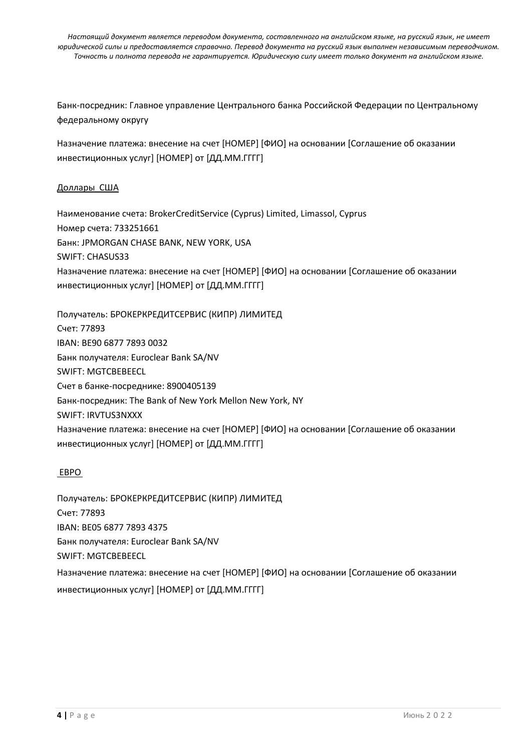*Настоящий документ является переводом документа, составленного на английском языке, на русский язык, не имеет юридической силы и предоставляется справочно. Перевод документа на русский язык выполнен независимым переводчиком. Точность и полнота перевода не гарантируется. Юридическую силу имеет только документ на английском языке.*

Банк-посредник: Главное управление Центрального банка Российской Федерации по Центральному федеральному округу

Назначение платежа: внесение на счет [НОМЕР] [ФИО] на основании [Соглашение об оказании инвестиционных услуг] [НОМЕР] от [ДД.ММ.ГГГГ]

<u>Доллары США</u>

Наименование счета: BrokerCreditService (Cyprus) Limited, Limassol, Cyprus
Номер счета: 733251661
Банк: JPMORGAN CHASE BANK, NEW YORK, USA
SWIFT: CHASUS33
Назначение платежа: внесение на счет [НОМЕР] [ФИО] на основании [Соглашение об оказании инвестиционных услуг] [НОМЕР] от [ДД.ММ.ГГГГ]

Получатель: БРОКЕРКРЕДИТСЕРВИС (КИПР) ЛИМИТЕД
Счет: 77893
IBAN: BE90 6877 7893 0032
Банк получателя: Euroclear Bank SA/NV
SWIFT: MGTCBEBEECL
Счет в банке-посреднике: 8900405139
Банк-посредник: The Bank of New York Mellon New York, NY
SWIFT: IRVTUS3NXXX
Назначение платежа: внесение на счет [НОМЕР] [ФИО] на основании [Соглашение об оказании инвестиционных услуг] [НОМЕР] от [ДД.ММ.ГГГГ]

<u>ЕВРО</u>

Получатель: БРОКЕРКРЕДИТСЕРВИС (КИПР) ЛИМИТЕД
Счет: 77893
IBAN: BE05 6877 7893 4375
Банк получателя: Euroclear Bank SA/NV
SWIFT: MGTCBEBEECL
Назначение платежа: внесение на счет [НОМЕР] [ФИО] на основании [Соглашение об оказании инвестиционных услуг] [НОМЕР] от [ДД.ММ.ГГГГ]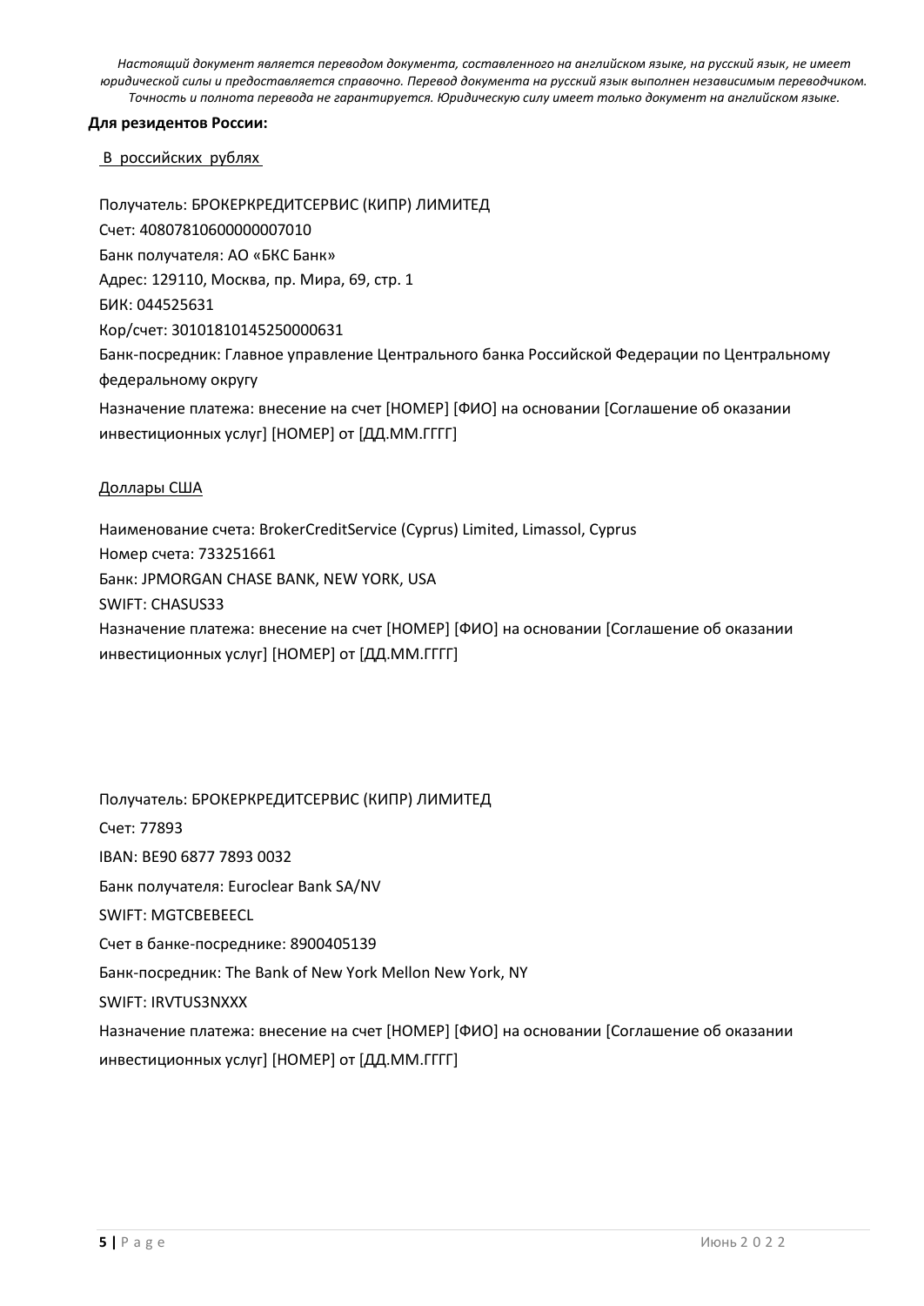*Настоящий документ является переводом документа, составленного на английском языке, на русский язык, не имеет юридической силы и предоставляется справочно. Перевод документа на русский язык выполнен независимым переводчиком. Точность и полнота перевода не гарантируется. Юридическую силу имеет только документ на английском языке.*

**Для резидентов России:**

В российских рублях

Получатель: БРОКЕРКРЕДИТСЕРВИС (КИПР) ЛИМИТЕД
Счет: 40807810600000007010
Банк получателя: АО «БКС Банк»
Адрес: 129110, Москва, пр. Мира, 69, стр. 1
БИК: 044525631
Кор/счет: 30101810145250000631
Банк-посредник: Главное управление Центрального банка Российской Федерации по Центральному федеральному округу
Назначение платежа: внесение на счет [НОМЕР] [ФИО] на основании [Соглашение об оказании инвестиционных услуг] [НОМЕР] от [ДД.ММ.ГГГГ]

Доллары США

Наименование счета: BrokerCreditService (Cyprus) Limited, Limassol, Cyprus
Номер счета: 733251661
Банк: JPMORGAN CHASE BANK, NEW YORK, USA
SWIFT: CHASUS33
Назначение платежа: внесение на счет [НОМЕР] [ФИО] на основании [Соглашение об оказании инвестиционных услуг] [НОМЕР] от [ДД.ММ.ГГГГ]

Получатель: БРОКЕРКРЕДИТСЕРВИС (КИПР) ЛИМИТЕД

Счет: 77893

IBAN: BE90 6877 7893 0032

Банк получателя: Euroclear Bank SA/NV

SWIFT: MGTCBEBEECL

Счет в банке-посреднике: 8900405139

Банк-посредник: The Bank of New York Mellon New York, NY

SWIFT: IRVTUS3NXXX

Назначение платежа: внесение на счет [НОМЕР] [ФИО] на основании [Соглашение об оказании инвестиционных услуг] [НОМЕР] от [ДД.ММ.ГГГГ]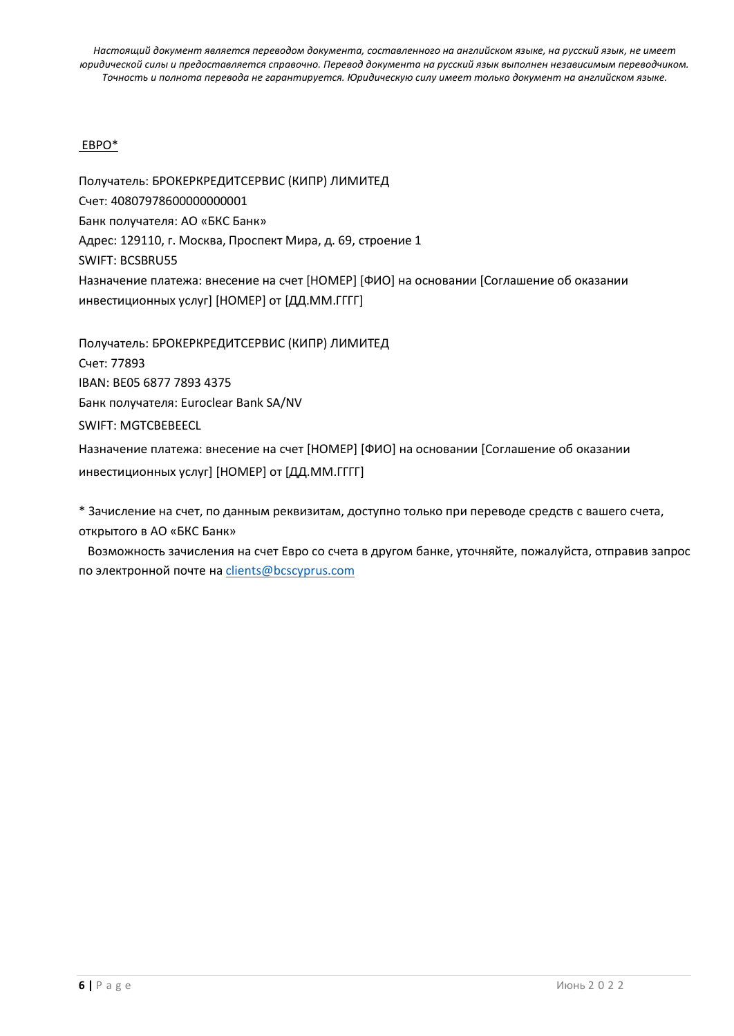*Настоящий документ является переводом документа, составленного на английском языке, на русский язык, не имеет юридической силы и предоставляется справочно. Перевод документа на русский язык выполнен независимым переводчиком. Точность и полнота перевода не гарантируется. Юридическую силу имеет только документ на английском языке.*

ЕВРО*

Получатель: БРОКЕРКРЕДИТСЕРВИС (КИПР) ЛИМИТЕД
Счет: 40807978600000000001
Банк получателя: АО «БКС Банк»
Адрес: 129110, г. Москва, Проспект Мира, д. 69, строение 1
SWIFT: BCSBRU55
Назначение платежа: внесение на счет [НОМЕР] [ФИО] на основании [Соглашение об оказании инвестиционных услуг] [НОМЕР] от [ДД.ММ.ГГГГ]

Получатель: БРОКЕРКРЕДИТСЕРВИС (КИПР) ЛИМИТЕД
Счет: 77893
IBAN: BE05 6877 7893 4375
Банк получателя: Euroclear Bank SA/NV
SWIFT: MGTCBEBEECL
Назначение платежа: внесение на счет [НОМЕР] [ФИО] на основании [Соглашение об оказании инвестиционных услуг] [НОМЕР] от [ДД.ММ.ГГГГ]

* Зачисление на счет, по данным реквизитам, доступно только при переводе средств с вашего счета, открытого в АО «БКС Банк»

Возможность зачисления на счет Евро со счета в другом банке, уточняйте, пожалуйста, отправив запрос по электронной почте на clients@bcscyprus.com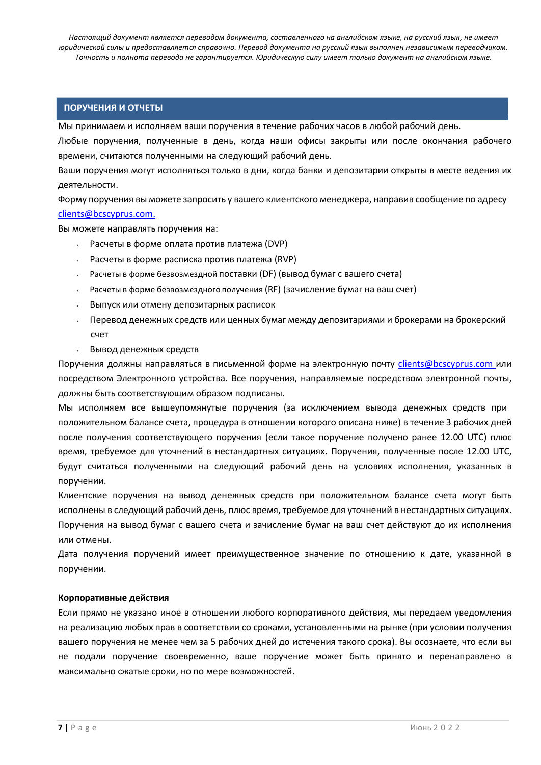*Настоящий документ является переводом документа, составленного на английском языке, на русский язык, не имеет юридической силы и предоставляется справочно. Перевод документа на русский язык выполнен независимым переводчиком. Точность и полнота перевода не гарантируется. Юридическую силу имеет только документ на английском языке.*

## ПОРУЧЕНИЯ И ОТЧЕТЫ

Мы принимаем и исполняем ваши поручения в течение рабочих часов в любой рабочий день.

Любые поручения, полученные в день, когда наши офисы закрыты или после окончания рабочего времени, считаются полученными на следующий рабочий день.

Ваши поручения могут исполняться только в дни, когда банки и депозитарии открыты в месте ведения их деятельности.

Форму поручения вы можете запросить у вашего клиентского менеджера, направив сообщение по адресу clients@bcscyprus.com.

Вы можете направлять поручения на:

- Расчеты в форме оплата против платежа (DVP)
- Расчеты в форме расписка против платежа (RVP)
- Расчеты в форме безвозмездной поставки (DF) (вывод бумаг с вашего счета)
- Расчеты в форме безвозмездного получения (RF) (зачисление бумаг на ваш счет)
- Выпуск или отмену депозитарных расписок
- Перевод денежных средств или ценных бумаг между депозитариями и брокерами на брокерский счет
- Вывод денежных средств

Поручения должны направляться в письменной форме на электронную почту clients@bcscyprus.com или посредством Электронного устройства. Все поручения, направляемые посредством электронной почты, должны быть соответствующим образом подписаны.

Мы исполняем все вышеупомянутые поручения (за исключением вывода денежных средств при положительном балансе счета, процедура в отношении которого описана ниже) в течение 3 рабочих дней после получения соответствующего поручения (если такое поручение получено ранее 12.00 UTC) плюс время, требуемое для уточнений в нестандартных ситуациях. Поручения, полученные после 12.00 UTC, будут считаться полученными на следующий рабочий день на условиях исполнения, указанных в поручении.

Клиентские поручения на вывод денежных средств при положительном балансе счета могут быть исполнены в следующий рабочий день, плюс время, требуемое для уточнений в нестандартных ситуациях.

Поручения на вывод бумаг с вашего счета и зачисление бумаг на ваш счет действуют до их исполнения или отмены.

Дата получения поручений имеет преимущественное значение по отношению к дате, указанной в поручении.

### Корпоративные действия

Если прямо не указано иное в отношении любого корпоративного действия, мы передаем уведомления на реализацию любых прав в соответствии со сроками, установленными на рынке (при условии получения вашего поручения не менее чем за 5 рабочих дней до истечения такого срока). Вы осознаете, что если вы не подали поручение своевременно, ваше поручение может быть принято и перенаправлено в максимально сжатые сроки, но по мере возможностей.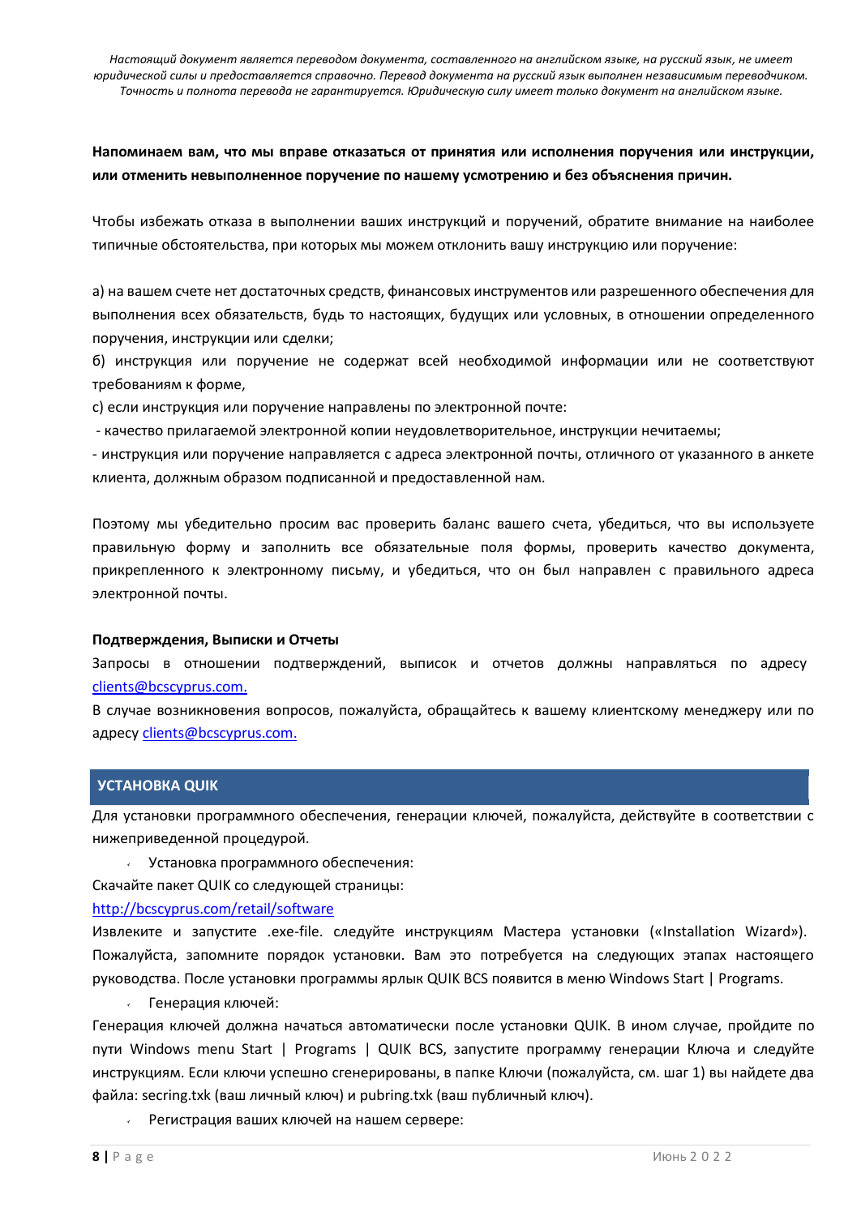*Настоящий документ является переводом документа, составленного на английском языке, на русский язык, не имеет юридической силы и предоставляется справочно. Перевод документа на русский язык выполнен независимым переводчиком. Точность и полнота перевода не гарантируется. Юридическую силу имеет только документ на английском языке.*

**Напоминаем вам, что мы вправе отказаться от принятия или исполнения поручения или инструкции, или отменить невыполненное поручение по нашему усмотрению и без объяснения причин.**

Чтобы избежать отказа в выполнении ваших инструкций и поручений, обратите внимание на наиболее типичные обстоятельства, при которых мы можем отклонить вашу инструкцию или поручение:

а) на вашем счете нет достаточных средств, финансовых инструментов или разрешенного обеспечения для выполнения всех обязательств, будь то настоящих, будущих или условных, в отношении определенного поручения, инструкции или сделки;
б) инструкция или поручение не содержат всей необходимой информации или не соответствуют требованиям к форме,
с) если инструкция или поручение направлены по электронной почте:
 - качество прилагаемой электронной копии неудовлетворительное, инструкции нечитаемы;
- инструкция или поручение направляется с адреса электронной почты, отличного от указанного в анкете клиента, должным образом подписанной и предоставленной нам.

Поэтому мы убедительно просим вас проверить баланс вашего счета, убедиться, что вы используете правильную форму и заполнить все обязательные поля формы, проверить качество документа, прикрепленного к электронному письму, и убедиться, что он был направлен с правильного адреса электронной почты.

**Подтверждения, Выписки и Отчеты**

Запросы в отношении подтверждений, выписок и отчетов должны направляться по адресу clients@bcscyprus.com.

В случае возникновения вопросов, пожалуйста, обращайтесь к вашему клиентскому менеджеру или по адресу clients@bcscyprus.com.

## УСТАНОВКА QUIK

Для установки программного обеспечения, генерации ключей, пожалуйста, действуйте в соответствии с нижеприведенной процедурой.

- Установка программного обеспечения:

Скачайте пакет QUIK со следующей страницы:

http://bcscyprus.com/retail/software

Извлеките и запустите .exe-file. следуйте инструкциям Мастера установки («Installation Wizard»). Пожалуйста, запомните порядок установки. Вам это потребуется на следующих этапах настоящего руководства. После установки программы ярлык QUIK BCS появится в меню Windows Start | Programs.

- Генерация ключей:

Генерация ключей должна начаться автоматически после установки QUIK. В ином случае, пройдите по пути Windows menu Start | Programs | QUIK BCS, запустите программу генерации Ключа и следуйте инструкциям. Если ключи успешно сгенерированы, в папке Ключи (пожалуйста, см. шаг 1) вы найдете два файла: secring.txk (ваш личный ключ) и pubring.txk (ваш публичный ключ).

- Регистрация ваших ключей на нашем сервере: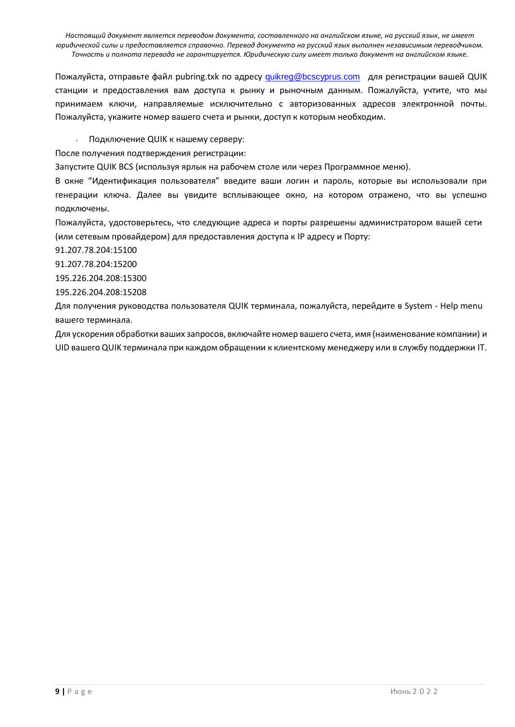*Настоящий документ является переводом документа, составленного на английском языке, на русский язык, не имеет юридической силы и предоставляется справочно. Перевод документа на русский язык выполнен независимым переводчиком. Точность и полнота перевода не гарантируется. Юридическую силу имеет только документ на английском языке.*

Пожалуйста, отправьте файл pubring.txk по адресу quikreg@bcscyprus.com для регистрации вашей QUIK станции и предоставления вам доступа к рынку и рыночным данным. Пожалуйста, учтите, что мы принимаем ключи, направляемые исключительно с авторизованных адресов электронной почты. Пожалуйста, укажите номер вашего счета и рынки, доступ к которым необходим.

- Подключение QUIK к нашему серверу:

После получения подтверждения регистрации:

Запустите QUIK BCS (используя ярлык на рабочем столе или через Программное меню).

В окне “Идентификация пользователя” введите ваши логин и пароль, которые вы использовали при генерации ключа. Далее вы увидите всплывающее окно, на котором отражено, что вы успешно подключены.

Пожалуйста, удостоверьтесь, что следующие адреса и порты разрешены администратором вашей сети (или сетевым провайдером) для предоставления доступа к IP адресу и Порту:

91.207.78.204:15100

91.207.78.204:15200

195.226.204.208:15300

195.226.204.208:15208

Для получения руководства пользователя QUIK терминала, пожалуйста, перейдите в System - Help menu вашего терминала.

Для ускорения обработки ваших запросов, включайте номер вашего счета, имя (наименование компании) и UID вашего QUIK терминала при каждом обращении к клиентскому менеджеру или в службу поддержки IT.